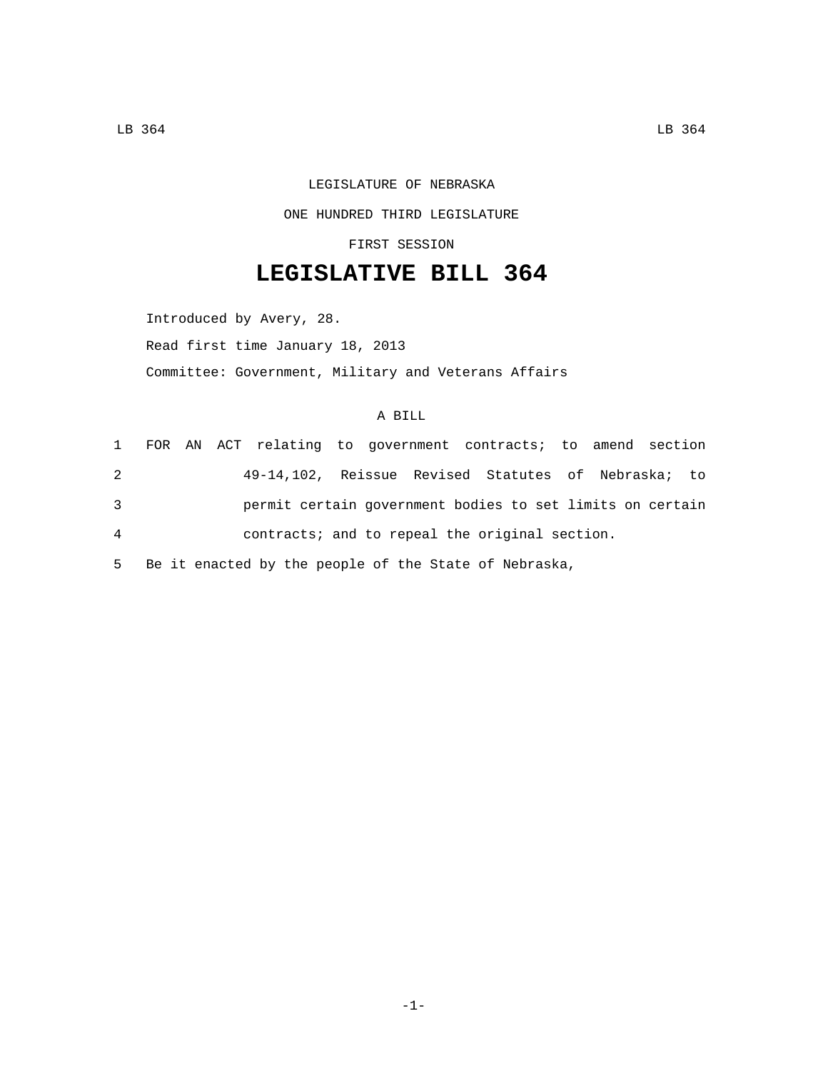LEGISLATURE OF NEBRASKA

ONE HUNDRED THIRD LEGISLATURE

FIRST SESSION

# LEGISLATIVE BILL 364

Introduced by Avery, 28.

Read first time January 18, 2013

Committee: Government, Military and Veterans Affairs

A BILL

1 FOR AN ACT relating to government contracts; to amend section
2 49-14,102, Reissue Revised Statutes of Nebraska; to
3 permit certain government bodies to set limits on certain
4 contracts; and to repeal the original section.
5 Be it enacted by the people of the State of Nebraska,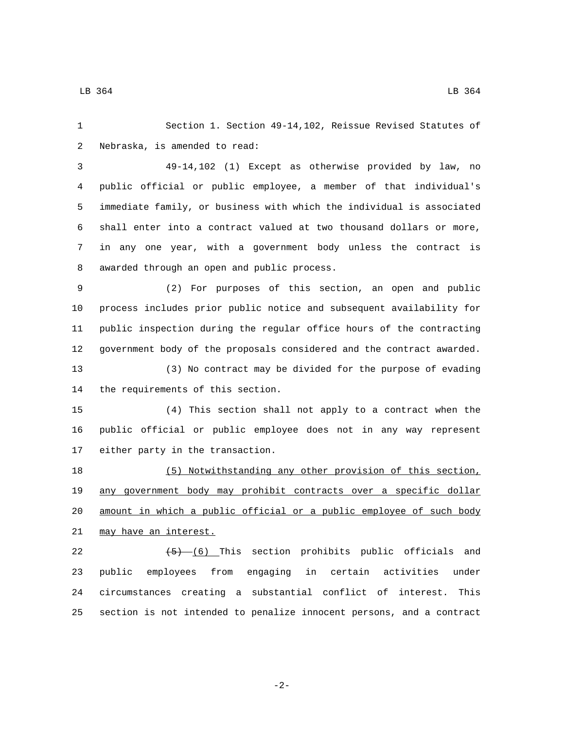Section 1. Section 49-14,102, Reissue Revised Statutes of Nebraska, is amended to read:

49-14,102 (1) Except as otherwise provided by law, no public official or public employee, a member of that individual's immediate family, or business with which the individual is associated shall enter into a contract valued at two thousand dollars or more, in any one year, with a government body unless the contract is awarded through an open and public process.

(2) For purposes of this section, an open and public process includes prior public notice and subsequent availability for public inspection during the regular office hours of the contracting government body of the proposals considered and the contract awarded.

(3) No contract may be divided for the purpose of evading the requirements of this section.

(4) This section shall not apply to a contract when the public official or public employee does not in any way represent either party in the transaction.

<u>(5) Notwithstanding any other provision of this section, any government body may prohibit contracts over a specific dollar amount in which a public official or a public employee of such body may have an interest.</u>

~~(5)~~ <u>(6)</u> This section prohibits public officials and public employees from engaging in certain activities under circumstances creating a substantial conflict of interest. This section is not intended to penalize innocent persons, and a contract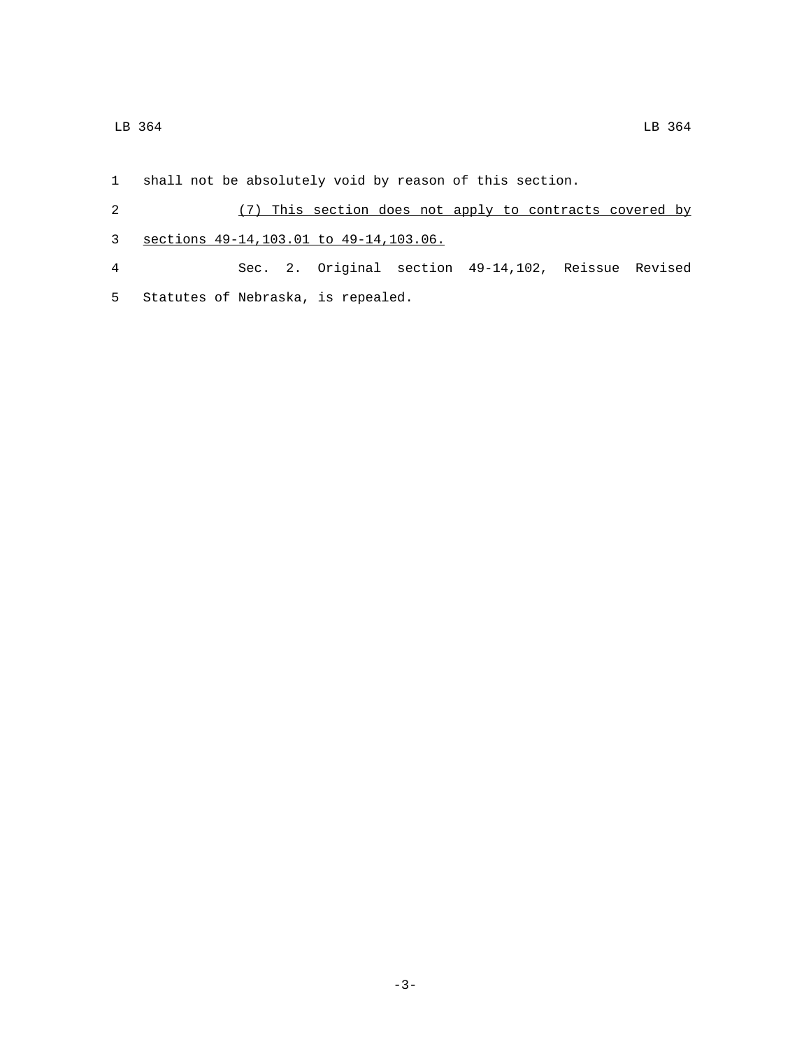shall not be absolutely void by reason of this section.

(7) This section does not apply to contracts covered by sections 49-14,103.01 to 49-14,103.06.

Sec. 2. Original section 49-14,102, Reissue Revised Statutes of Nebraska, is repealed.